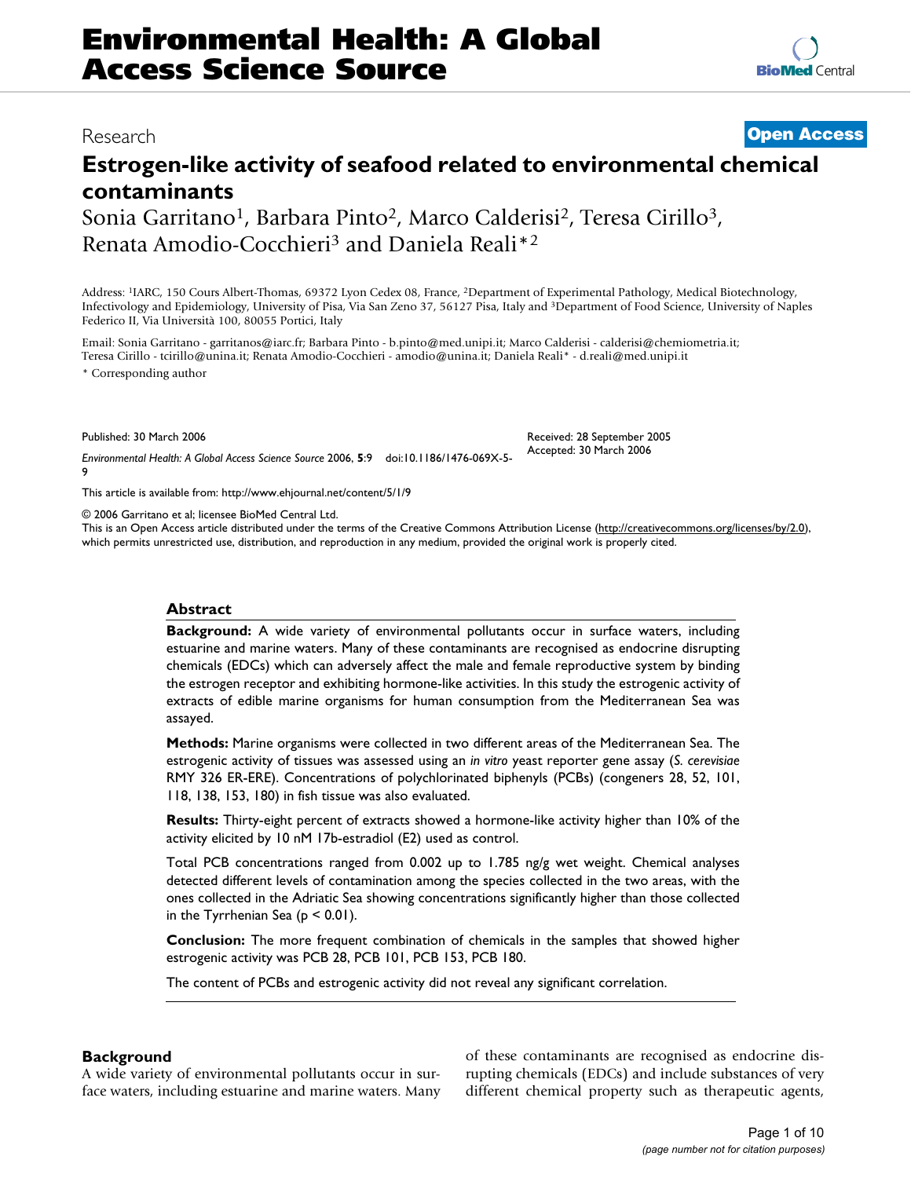# Estrogen-like activity of seafood related to environmental chemical contaminants

Research | Open Access

Sonia Garritano[1], Barbara Pinto[2], Marco Calderisi[2], Teresa Cirillo[3], Renata Amodio-Cocchieri[3] and Daniela Reali*[2]

Address: [1]IARC, 150 Cours Albert-Thomas, 69372 Lyon Cedex 08, France, [2]Department of Experimental Pathology, Medical Biotechnology, Infectivology and Epidemiology, University of Pisa, Via San Zeno 37, 56127 Pisa, Italy and [3]Department of Food Science, University of Naples Federico II, Via Università 100, 80055 Portici, Italy

Email: Sonia Garritano - garritanos@iarc.fr; Barbara Pinto - b.pinto@med.unipi.it; Marco Calderisi - calderisi@chemiometria.it; Teresa Cirillo - tcirillo@unina.it; Renata Amodio-Cocchieri - amodio@unina.it; Daniela Reali* - d.reali@med.unipi.it

\* Corresponding author

Published: 30 March 2006

*Environmental Health: A Global Access Science Source* 2006, **5**:9 doi:10.1186/1476-069X-5-9

Received: 28 September 2005
Accepted: 30 March 2006

This article is available from: http://www.ehjournal.net/content/5/1/9

© 2006 Garritano et al; licensee BioMed Central Ltd.
This is an Open Access article distributed under the terms of the Creative Commons Attribution License (http://creativecommons.org/licenses/by/2.0), which permits unrestricted use, distribution, and reproduction in any medium, provided the original work is properly cited.

## Abstract

**Background:** A wide variety of environmental pollutants occur in surface waters, including estuarine and marine waters. Many of these contaminants are recognised as endocrine disrupting chemicals (EDCs) which can adversely affect the male and female reproductive system by binding the estrogen receptor and exhibiting hormone-like activities. In this study the estrogenic activity of extracts of edible marine organisms for human consumption from the Mediterranean Sea was assayed.

**Methods:** Marine organisms were collected in two different areas of the Mediterranean Sea. The estrogenic activity of tissues was assessed using an *in vitro* yeast reporter gene assay (*S. cerevisiae* RMY 326 ER-ERE). Concentrations of polychlorinated biphenyls (PCBs) (congeners 28, 52, 101, 118, 138, 153, 180) in fish tissue was also evaluated.

**Results:** Thirty-eight percent of extracts showed a hormone-like activity higher than 10% of the activity elicited by 10 nM 17b-estradiol (E2) used as control.

Total PCB concentrations ranged from 0.002 up to 1.785 ng/g wet weight. Chemical analyses detected different levels of contamination among the species collected in the two areas, with the ones collected in the Adriatic Sea showing concentrations significantly higher than those collected in the Tyrrhenian Sea ($p < 0.01$).

**Conclusion:** The more frequent combination of chemicals in the samples that showed higher estrogenic activity was PCB 28, PCB 101, PCB 153, PCB 180.

The content of PCBs and estrogenic activity did not reveal any significant correlation.

## Background

A wide variety of environmental pollutants occur in surface waters, including estuarine and marine waters. Many of these contaminants are recognised as endocrine disrupting chemicals (EDCs) and include substances of very different chemical property such as therapeutic agents,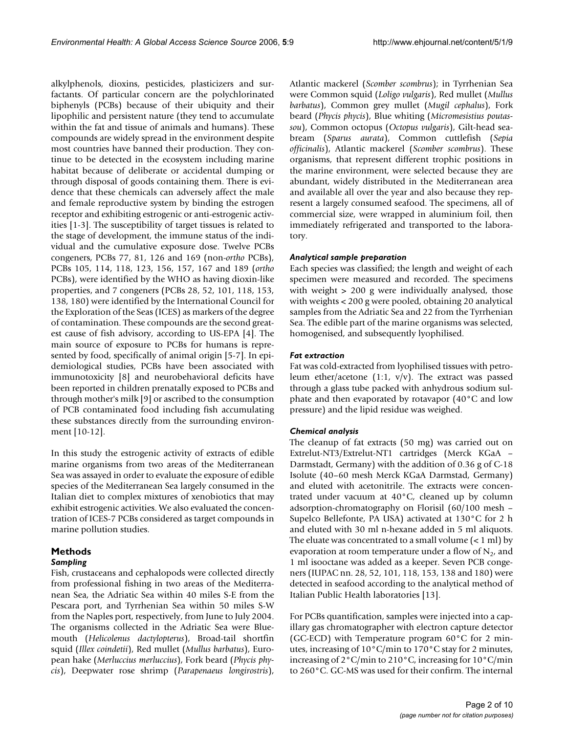alkylphenols, dioxins, pesticides, plasticizers and surfactants. Of particular concern are the polychlorinated biphenyls (PCBs) because of their ubiquity and their lipophilic and persistent nature (they tend to accumulate within the fat and tissue of animals and humans). These compounds are widely spread in the environment despite most countries have banned their production. They continue to be detected in the ecosystem including marine habitat because of deliberate or accidental dumping or through disposal of goods containing them. There is evidence that these chemicals can adversely affect the male and female reproductive system by binding the estrogen receptor and exhibiting estrogenic or anti-estrogenic activities [1-3]. The susceptibility of target tissues is related to the stage of development, the immune status of the individual and the cumulative exposure dose. Twelve PCBs congeners, PCBs 77, 81, 126 and 169 (non-*ortho* PCBs), PCBs 105, 114, 118, 123, 156, 157, 167 and 189 (*ortho* PCBs), were identified by the WHO as having dioxin-like properties, and 7 congeners (PCBs 28, 52, 101, 118, 153, 138, 180) were identified by the International Council for the Exploration of the Seas (ICES) as markers of the degree of contamination. These compounds are the second greatest cause of fish advisory, according to US-EPA [4]. The main source of exposure to PCBs for humans is represented by food, specifically of animal origin [5-7]. In epidemiological studies, PCBs have been associated with immunotoxicity [8] and neurobehavioral deficits have been reported in children prenatally exposed to PCBs and through mother's milk [9] or ascribed to the consumption of PCB contaminated food including fish accumulating these substances directly from the surrounding environment [10-12].

In this study the estrogenic activity of extracts of edible marine organisms from two areas of the Mediterranean Sea was assayed in order to evaluate the exposure of edible species of the Mediterranean Sea largely consumed in the Italian diet to complex mixtures of xenobiotics that may exhibit estrogenic activities. We also evaluated the concentration of ICES-7 PCBs considered as target compounds in marine pollution studies.

## Methods

### Sampling

Fish, crustaceans and cephalopods were collected directly from professional fishing in two areas of the Mediterranean Sea, the Adriatic Sea within 40 miles S-E from the Pescara port, and Tyrrhenian Sea within 50 miles S-W from the Naples port, respectively, from June to July 2004. The organisms collected in the Adriatic Sea were Bluemouth (*Helicolenus dactylopterus*), Broad-tail shortfin squid (*Illex coindetii*), Red mullet (*Mullus barbatus*), European hake (*Merluccius merluccius*), Fork beard (*Phycis phycis*), Deepwater rose shrimp (*Parapenaeus longirostris*), Atlantic mackerel (*Scomber scombrus*); in Tyrrhenian Sea were Common squid (*Loligo vulgaris*), Red mullet (*Mullus barbatus*), Common grey mullet (*Mugil cephalus*), Fork beard (*Phycis phycis*), Blue whiting (*Micromesistius poutassou*), Common octopus (*Octopus vulgaris*), Gilt-head seabream (*Sparus aurata*), Common cuttlefish (*Sepia officinalis*), Atlantic mackerel (*Scomber scombrus*). These organisms, that represent different trophic positions in the marine environment, were selected because they are abundant, widely distributed in the Mediterranean area and available all over the year and also because they represent a largely consumed seafood. The specimens, all of commercial size, were wrapped in aluminium foil, then immediately refrigerated and transported to the laboratory.

### Analytical sample preparation

Each species was classified; the length and weight of each specimen were measured and recorded. The specimens with weight > 200 g were individually analysed, those with weights < 200 g were pooled, obtaining 20 analytical samples from the Adriatic Sea and 22 from the Tyrrhenian Sea. The edible part of the marine organisms was selected, homogenised, and subsequently lyophilised.

### Fat extraction

Fat was cold-extracted from lyophilised tissues with petroleum ether/acetone (1:1, v/v). The extract was passed through a glass tube packed with anhydrous sodium sulphate and then evaporated by rotavapor (40°C and low pressure) and the lipid residue was weighed.

### Chemical analysis

The cleanup of fat extracts (50 mg) was carried out on Extrelut-NT3/Extrelut-NT1 cartridges (Merck KGaA – Darmstadt, Germany) with the addition of 0.36 g of C-18 Isolute (40–60 mesh Merck KGaA Darmstad, Germany) and eluted with acetonitrile. The extracts were concentrated under vacuum at 40°C, cleaned up by column adsorption-chromatography on Florisil (60/100 mesh – Supelco Bellefonte, PA USA) activated at 130°C for 2 h and eluted with 30 ml n-hexane added in 5 ml aliquots. The eluate was concentrated to a small volume (< 1 ml) by evaporation at room temperature under a flow of $N_2$, and 1 ml isooctane was added as a keeper. Seven PCB congeners (IUPAC nn. 28, 52, 101, 118, 153, 138 and 180) were detected in seafood according to the analytical method of Italian Public Health laboratories [13].

For PCBs quantification, samples were injected into a capillary gas chromatographer with electron capture detector (GC-ECD) with Temperature program 60°C for 2 minutes, increasing of 10°C/min to 170°C stay for 2 minutes, increasing of 2°C/min to 210°C, increasing for 10°C/min to 260°C. GC-MS was used for their confirm. The internal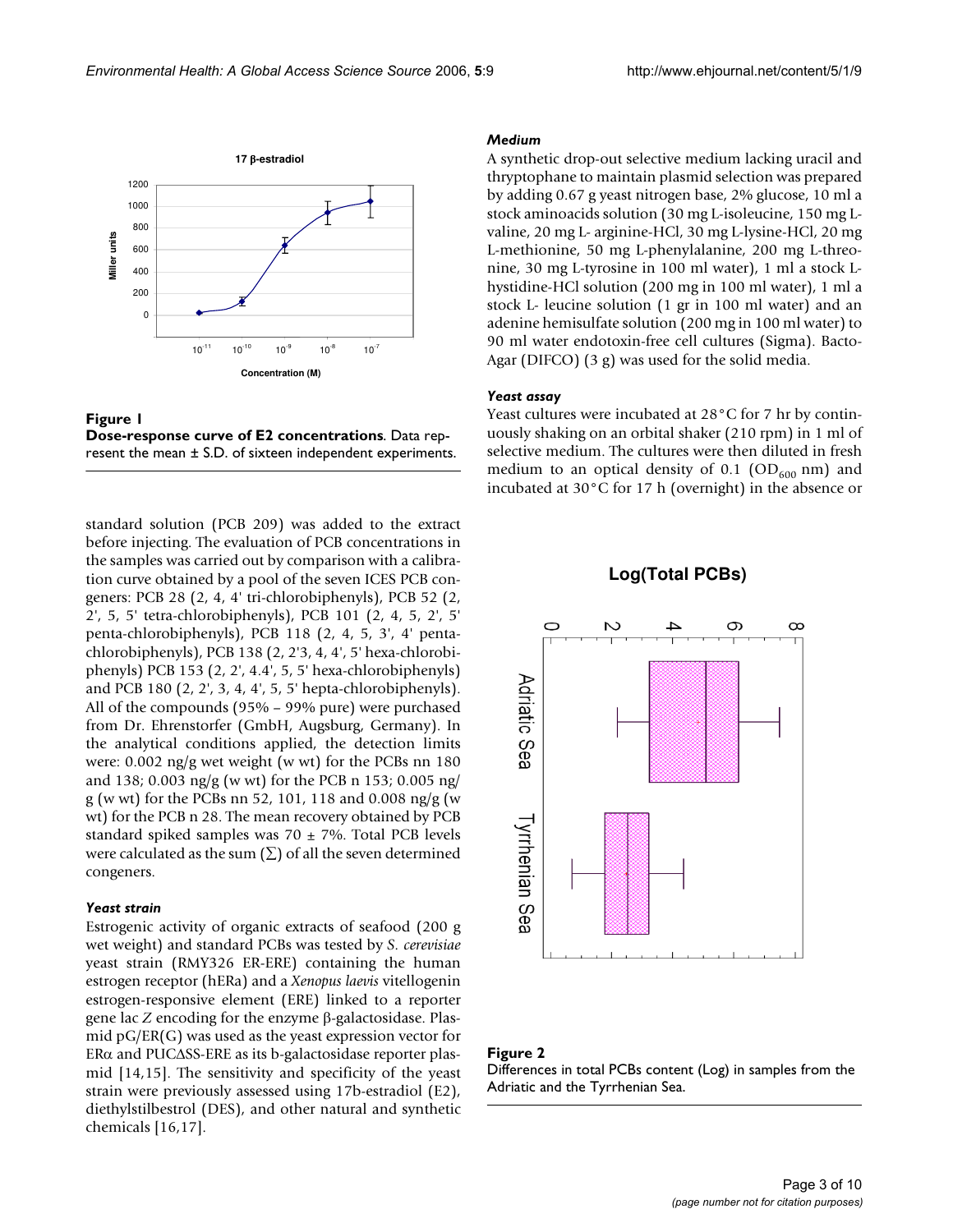**Figure 1**
**Dose-response curve of E2 concentrations**. Data represent the mean ± S.D. of sixteen independent experiments.

standard solution (PCB 209) was added to the extract before injecting. The evaluation of PCB concentrations in the samples was carried out by comparison with a calibration curve obtained by a pool of the seven ICES PCB congeners: PCB 28 (2, 4, 4' tri-chlorobiphenyls), PCB 52 (2, 2', 5, 5' tetra-chlorobiphenyls), PCB 101 (2, 4, 5, 2', 5' penta-chlorobiphenyls), PCB 118 (2, 4, 5, 3', 4' penta-chlorobiphenyls), PCB 138 (2, 2'3, 4, 4', 5' hexa-chlorobiphenyls) PCB 153 (2, 2', 4.4', 5, 5' hexa-chlorobiphenyls) and PCB 180 (2, 2', 3, 4, 4', 5, 5' hepta-chlorobiphenyls). All of the compounds (95% – 99% pure) were purchased from Dr. Ehrenstorfer (GmbH, Augsburg, Germany). In the analytical conditions applied, the detection limits were: 0.002 ng/g wet weight (w wt) for the PCBs nn 180 and 138; 0.003 ng/g (w wt) for the PCB n 153; 0.005 ng/g (w wt) for the PCBs nn 52, 101, 118 and 0.008 ng/g (w wt) for the PCB n 28. The mean recovery obtained by PCB standard spiked samples was 70 ± 7%. Total PCB levels were calculated as the sum (∑) of all the seven determined congeners.

### *Yeast strain*

Estrogenic activity of organic extracts of seafood (200 g wet weight) and standard PCBs was tested by *S. cerevisiae* yeast strain (RMY326 ER-ERE) containing the human estrogen receptor (hERa) and a *Xenopus laevis* vitellogenin estrogen-responsive element (ERE) linked to a reporter gene lac *Z* encoding for the enzyme β-galactosidase. Plasmid pG/ER(G) was used as the yeast expression vector for ERα and PUCΔSS-ERE as its b-galactosidase reporter plasmid [14,15]. The sensitivity and specificity of the yeast strain were previously assessed using 17b-estradiol (E2), diethylstilbestrol (DES), and other natural and synthetic chemicals [16,17].

### *Medium*

A synthetic drop-out selective medium lacking uracil and thryptophane to maintain plasmid selection was prepared by adding 0.67 g yeast nitrogen base, 2% glucose, 10 ml a stock aminoacids solution (30 mg L-isoleucine, 150 mg L-valine, 20 mg L- arginine-HCl, 30 mg L-lysine-HCl, 20 mg L-methionine, 50 mg L-phenylalanine, 200 mg L-threonine, 30 mg L-tyrosine in 100 ml water), 1 ml a stock L-hystidine-HCl solution (200 mg in 100 ml water), 1 ml a stock L- leucine solution (1 gr in 100 ml water) and an adenine hemisulfate solution (200 mg in 100 ml water) to 90 ml water endotoxin-free cell cultures (Sigma). Bacto-Agar (DIFCO) (3 g) was used for the solid media.

### *Yeast assay*

Yeast cultures were incubated at 28°C for 7 hr by continuously shaking on an orbital shaker (210 rpm) in 1 ml of selective medium. The cultures were then diluted in fresh medium to an optical density of 0.1 ($OD_{600}$ nm) and incubated at 30°C for 17 h (overnight) in the absence or

**Figure 2**
Differences in total PCBs content (Log) in samples from the Adriatic and the Tyrrhenian Sea.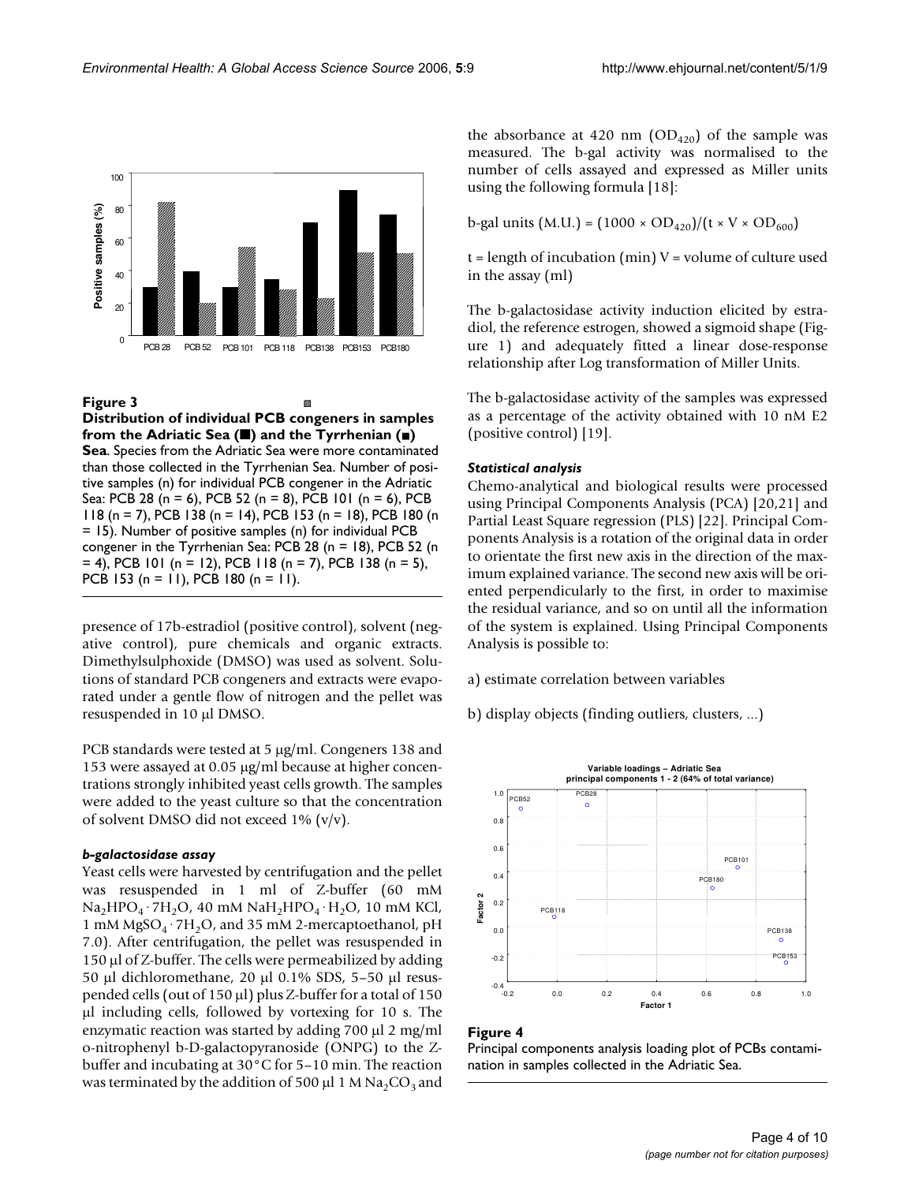**Figure 3**

**Distribution of individual PCB congeners in samples from the Adriatic Sea (■) and the Tyrrhenian (▪) Sea**. Species from the Adriatic Sea were more contaminated than those collected in the Tyrrhenian Sea. Number of positive samples (n) for individual PCB congener in the Adriatic Sea: PCB 28 (n = 6), PCB 52 (n = 8), PCB 101 (n = 6), PCB 118 (n = 7), PCB 138 (n = 14), PCB 153 (n = 18), PCB 180 (n = 15). Number of positive samples (n) for individual PCB congener in the Tyrrhenian Sea: PCB 28 (n = 18), PCB 52 (n = 4), PCB 101 (n = 12), PCB 118 (n = 7), PCB 138 (n = 5), PCB 153 (n = 11), PCB 180 (n = 11).

presence of 17b-estradiol (positive control), solvent (negative control), pure chemicals and organic extracts. Dimethylsulphoxide (DMSO) was used as solvent. Solutions of standard PCB congeners and extracts were evaporated under a gentle flow of nitrogen and the pellet was resuspended in 10 μl DMSO.

PCB standards were tested at 5 μg/ml. Congeners 138 and 153 were assayed at 0.05 μg/ml because at higher concentrations strongly inhibited yeast cells growth. The samples were added to the yeast culture so that the concentration of solvent DMSO did not exceed 1% (v/v).

#### *b-galactosidase assay*

Yeast cells were harvested by centrifugation and the pellet was resuspended in 1 ml of Z-buffer (60 mM $Na_2HPO_4 \cdot 7H_2O$, 40 mM $NaH_2HPO_4 \cdot H_2O$, 10 mM KCl, 1 mM $MgSO_4 \cdot 7H_2O$, and 35 mM 2-mercaptoethanol, pH 7.0). After centrifugation, the pellet was resuspended in 150 μl of Z-buffer. The cells were permeabilized by adding 50 μl dichloromethane, 20 μl 0.1% SDS, 5–50 μl resuspended cells (out of 150 μl) plus Z-buffer for a total of 150 μl including cells, followed by vortexing for 10 s. The enzymatic reaction was started by adding 700 μl 2 mg/ml o-nitrophenyl b-D-galactopyranoside (ONPG) to the Z-buffer and incubating at 30°C for 5–10 min. The reaction was terminated by the addition of 500 μl 1 M $Na_2CO_3$ and the absorbance at 420 nm ($OD_{420}$) of the sample was measured. The b-gal activity was normalised to the number of cells assayed and expressed as Miller units using the following formula [18]:

$$\text{b-gal units (M.U.)} = (1000 \times OD_{420})/(t \times V \times OD_{600})$$

t = length of incubation (min) V = volume of culture used in the assay (ml)

The b-galactosidase activity induction elicited by estradiol, the reference estrogen, showed a sigmoid shape (Figure 1) and adequately fitted a linear dose-response relationship after Log transformation of Miller Units.

The b-galactosidase activity of the samples was expressed as a percentage of the activity obtained with 10 nM E2 (positive control) [19].

#### *Statistical analysis*

Chemo-analytical and biological results were processed using Principal Components Analysis (PCA) [20,21] and Partial Least Square regression (PLS) [22]. Principal Components Analysis is a rotation of the original data in order to orientate the first new axis in the direction of the maximum explained variance. The second new axis will be oriented perpendicularly to the first, in order to maximise the residual variance, and so on until all the information of the system is explained. Using Principal Components Analysis is possible to:

a) estimate correlation between variables

b) display objects (finding outliers, clusters, ...)

**Figure 4**

Principal components analysis loading plot of PCBs contamination in samples collected in the Adriatic Sea.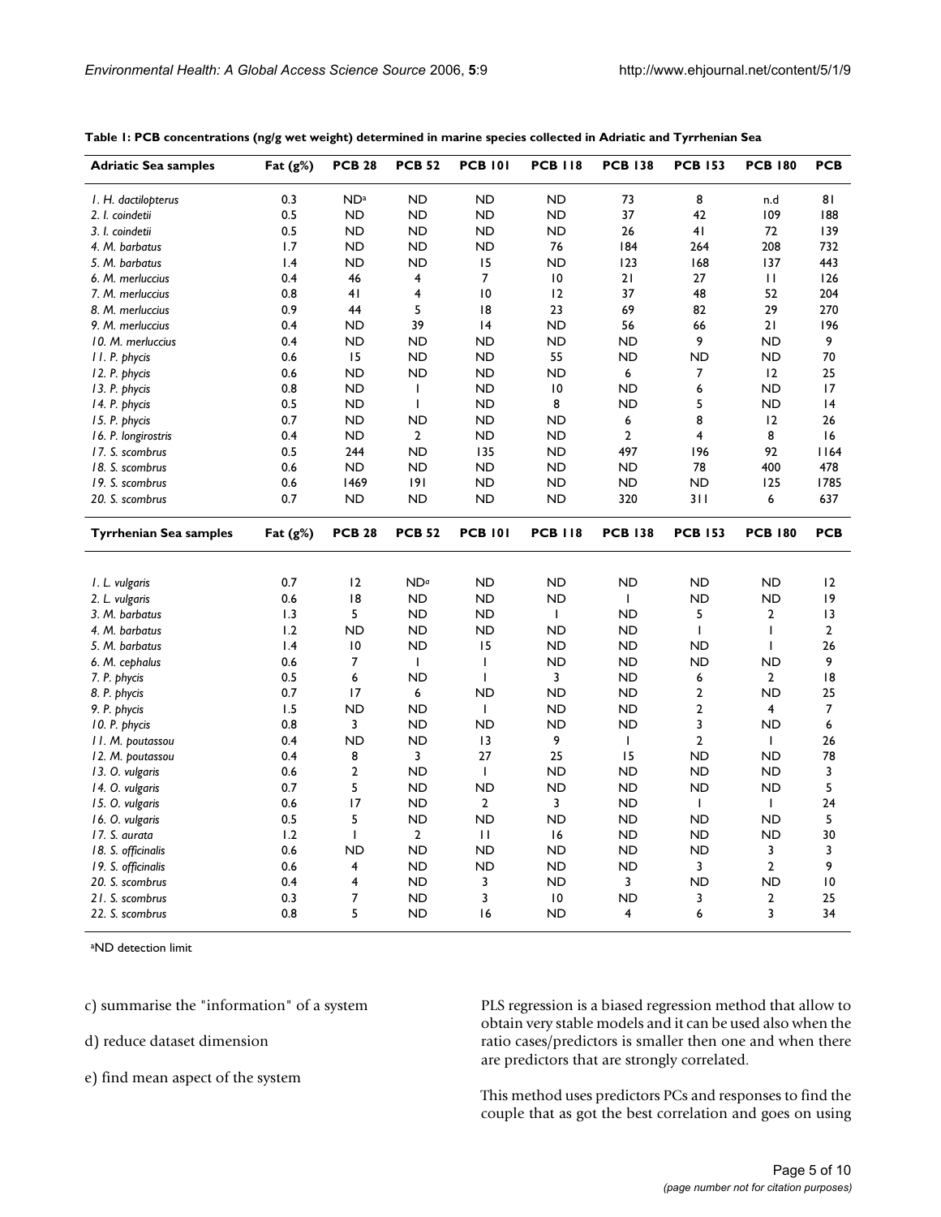**Table 1: PCB concentrations (ng/g wet weight) determined in marine species collected in Adriatic and Tyrrhenian Sea**

| Adriatic Sea samples | Fat (g%) | PCB 28 | PCB 52 | PCB 101 | PCB 118 | PCB 138 | PCB 153 | PCB 180 | PCB |
|---|---|---|---|---|---|---|---|---|---|
| *1. H. dactilopterus* | 0.3 | ND[a] | ND | ND | ND | 73 | 8 | n.d | 81 |
| *2. I. coindetii* | 0.5 | ND | ND | ND | ND | 37 | 42 | 109 | 188 |
| *3. I. coindetii* | 0.5 | ND | ND | ND | ND | 26 | 41 | 72 | 139 |
| *4. M. barbatus* | 1.7 | ND | ND | ND | 76 | 184 | 264 | 208 | 732 |
| *5. M. barbatus* | 1.4 | ND | ND | 15 | ND | 123 | 168 | 137 | 443 |
| *6. M. merluccius* | 0.4 | 46 | 4 | 7 | 10 | 21 | 27 | 11 | 126 |
| *7. M. merluccius* | 0.8 | 41 | 4 | 10 | 12 | 37 | 48 | 52 | 204 |
| *8. M. merluccius* | 0.9 | 44 | 5 | 18 | 23 | 69 | 82 | 29 | 270 |
| *9. M. merluccius* | 0.4 | ND | 39 | 14 | ND | 56 | 66 | 21 | 196 |
| *10. M. merluccius* | 0.4 | ND | ND | ND | ND | ND | 9 | ND | 9 |
| *11. P. phycis* | 0.6 | 15 | ND | ND | 55 | ND | ND | ND | 70 |
| *12. P. phycis* | 0.6 | ND | ND | ND | ND | 6 | 7 | 12 | 25 |
| *13. P. phycis* | 0.8 | ND | 1 | ND | 10 | ND | 6 | ND | 17 |
| *14. P. phycis* | 0.5 | ND | 1 | ND | 8 | ND | 5 | ND | 14 |
| *15. P. phycis* | 0.7 | ND | ND | ND | ND | 6 | 8 | 12 | 26 |
| *16. P. longirostris* | 0.4 | ND | 2 | ND | ND | 2 | 4 | 8 | 16 |
| *17. S. scombrus* | 0.5 | 244 | ND | 135 | ND | 497 | 196 | 92 | 1164 |
| *18. S. scombrus* | 0.6 | ND | ND | ND | ND | ND | 78 | 400 | 478 |
| *19. S. scombrus* | 0.6 | 1469 | 191 | ND | ND | ND | ND | 125 | 1785 |
| *20. S. scombrus* | 0.7 | ND | ND | ND | ND | 320 | 311 | 6 | 637 |
| **Tyrrhenian Sea samples** | **Fat (g%)** | **PCB 28** | **PCB 52** | **PCB 101** | **PCB 118** | **PCB 138** | **PCB 153** | **PCB 180** | **PCB** |
| *1. L. vulgaris* | 0.7 | 12 | ND[a] | ND | ND | ND | ND | ND | 12 |
| *2. L. vulgaris* | 0.6 | 18 | ND | ND | ND | 1 | ND | ND | 19 |
| *3. M. barbatus* | 1.3 | 5 | ND | ND | 1 | ND | 5 | 2 | 13 |
| *4. M. barbatus* | 1.2 | ND | ND | ND | ND | ND | 1 | 1 | 2 |
| *5. M. barbatus* | 1.4 | 10 | ND | 15 | ND | ND | ND | 1 | 26 |
| *6. M. cephalus* | 0.6 | 7 | 1 | 1 | ND | ND | ND | ND | 9 |
| *7. P. phycis* | 0.5 | 6 | ND | 1 | 3 | ND | 6 | 2 | 18 |
| *8. P. phycis* | 0.7 | 17 | 6 | ND | ND | ND | 2 | ND | 25 |
| *9. P. phycis* | 1.5 | ND | ND | 1 | ND | ND | 2 | 4 | 7 |
| *10. P. phycis* | 0.8 | 3 | ND | ND | ND | ND | 3 | ND | 6 |
| *11. M. poutassou* | 0.4 | ND | ND | 13 | 9 | 1 | 2 | 1 | 26 |
| *12. M. poutassou* | 0.4 | 8 | 3 | 27 | 25 | 15 | ND | ND | 78 |
| *13. O. vulgaris* | 0.6 | 2 | ND | 1 | ND | ND | ND | ND | 3 |
| *14. O. vulgaris* | 0.7 | 5 | ND | ND | ND | ND | ND | ND | 5 |
| *15. O. vulgaris* | 0.6 | 17 | ND | 2 | 3 | ND | 1 | 1 | 24 |
| *16. O. vulgaris* | 0.5 | 5 | ND | ND | ND | ND | ND | ND | 5 |
| *17. S. aurata* | 1.2 | 1 | 2 | 11 | 16 | ND | ND | ND | 30 |
| *18. S. officinalis* | 0.6 | ND | ND | ND | ND | ND | ND | 3 | 3 |
| *19. S. officinalis* | 0.6 | 4 | ND | ND | ND | ND | 3 | 2 | 9 |
| *20. S. scombrus* | 0.4 | 4 | ND | 3 | ND | 3 | ND | ND | 10 |
| *21. S. scombrus* | 0.3 | 7 | ND | 3 | 10 | ND | 3 | 2 | 25 |
| *22. S. scombrus* | 0.8 | 5 | ND | 16 | ND | 4 | 6 | 3 | 34 |

[a]ND detection limit

c) summarise the "information" of a system

d) reduce dataset dimension

e) find mean aspect of the system

PLS regression is a biased regression method that allow to obtain very stable models and it can be used also when the ratio cases/predictors is smaller then one and when there are predictors that are strongly correlated.

This method uses predictors PCs and responses to find the couple that as got the best correlation and goes on using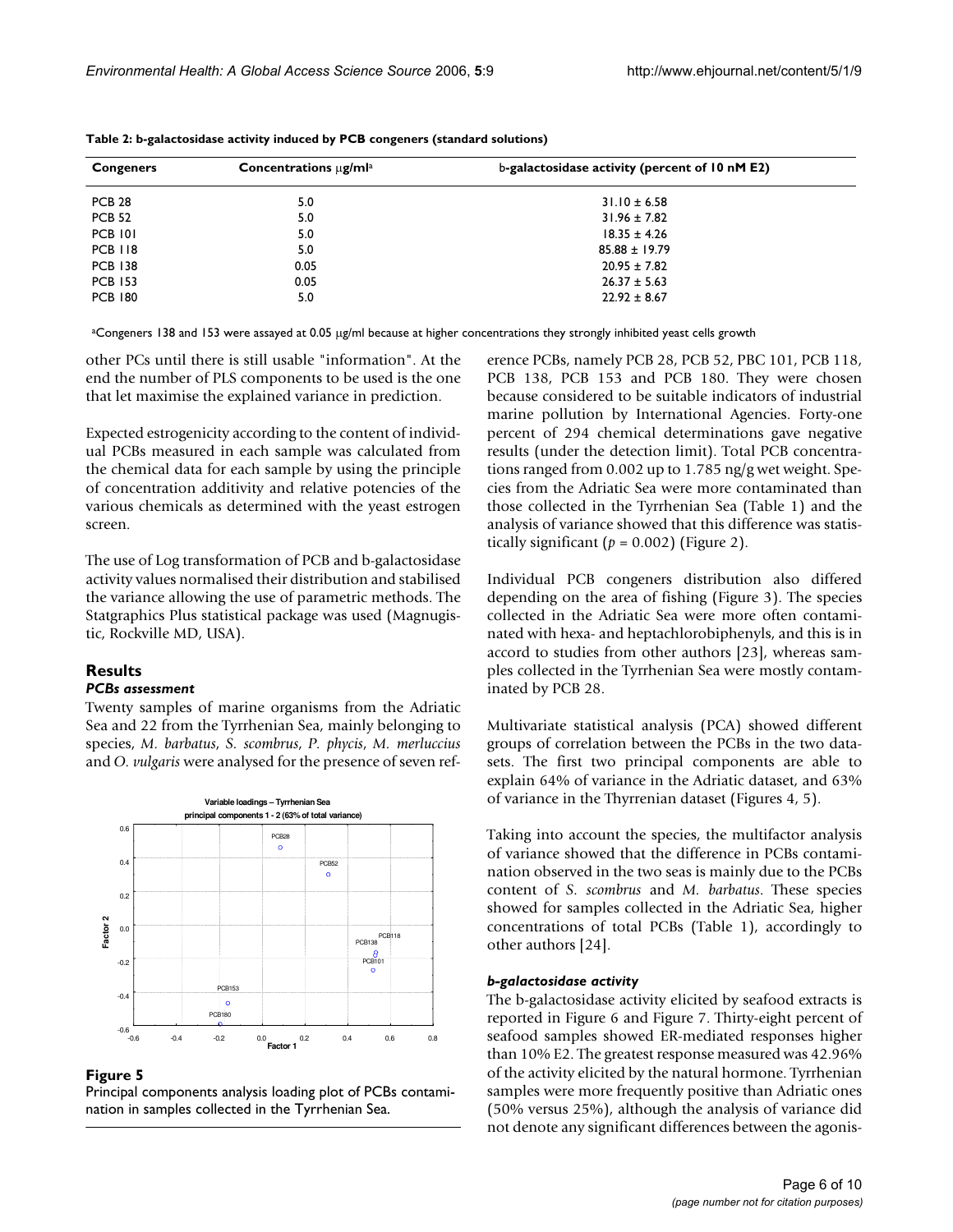**Table 2: b-galactosidase activity induced by PCB congeners (standard solutions)**

| Congeners | Concentrations μg/ml[a] | b-galactosidase activity (percent of 10 nM E2) |
|---|---|---|
| PCB 28 | 5.0 | 31.10 ± 6.58 |
| PCB 52 | 5.0 | 31.96 ± 7.82 |
| PCB 101 | 5.0 | 18.35 ± 4.26 |
| PCB 118 | 5.0 | 85.88 ± 19.79 |
| PCB 138 | 0.05 | 20.95 ± 7.82 |
| PCB 153 | 0.05 | 26.37 ± 5.63 |
| PCB 180 | 5.0 | 22.92 ± 8.67 |

[a]Congeners 138 and 153 were assayed at 0.05 μg/ml because at higher concentrations they strongly inhibited yeast cells growth

other PCs until there is still usable "information". At the end the number of PLS components to be used is the one that let maximise the explained variance in prediction.

Expected estrogenicity according to the content of individual PCBs measured in each sample was calculated from the chemical data for each sample by using the principle of concentration additivity and relative potencies of the various chemicals as determined with the yeast estrogen screen.

The use of Log transformation of PCB and b-galactosidase activity values normalised their distribution and stabilised the variance allowing the use of parametric methods. The Statgraphics Plus statistical package was used (Magnugistic, Rockville MD, USA).

## Results

### *PCBs assessment*

Twenty samples of marine organisms from the Adriatic Sea and 22 from the Tyrrhenian Sea, mainly belonging to species, *M. barbatus*, *S. scombrus*, *P. phycis*, *M. merluccius* and *O. vulgaris* were analysed for the presence of seven reference PCBs, namely PCB 28, PCB 52, PBC 101, PCB 118, PCB 138, PCB 153 and PCB 180. They were chosen because considered to be suitable indicators of industrial marine pollution by International Agencies. Forty-one percent of 294 chemical determinations gave negative results (under the detection limit). Total PCB concentrations ranged from 0.002 up to 1.785 ng/g wet weight. Species from the Adriatic Sea were more contaminated than those collected in the Tyrrhenian Sea (Table 1) and the analysis of variance showed that this difference was statistically significant ($p = 0.002$) (Figure 2).

**Figure 5**
Principal components analysis loading plot of PCBs contamination in samples collected in the Tyrrhenian Sea.

Individual PCB congeners distribution also differed depending on the area of fishing (Figure 3). The species collected in the Adriatic Sea were more often contaminated with hexa- and heptachlorobiphenyls, and this is in accord to studies from other authors [23], whereas samples collected in the Tyrrhenian Sea were mostly contaminated by PCB 28.

Multivariate statistical analysis (PCA) showed different groups of correlation between the PCBs in the two datasets. The first two principal components are able to explain 64% of variance in the Adriatic dataset, and 63% of variance in the Thyrrenian dataset (Figures 4, 5).

Taking into account the species, the multifactor analysis of variance showed that the difference in PCBs contamination observed in the two seas is mainly due to the PCBs content of *S. scombrus* and *M. barbatus*. These species showed for samples collected in the Adriatic Sea, higher concentrations of total PCBs (Table 1), accordingly to other authors [24].

### *b-galactosidase activity*

The b-galactosidase activity elicited by seafood extracts is reported in Figure 6 and Figure 7. Thirty-eight percent of seafood samples showed ER-mediated responses higher than 10% E2. The greatest response measured was 42.96% of the activity elicited by the natural hormone. Tyrrhenian samples were more frequently positive than Adriatic ones (50% versus 25%), although the analysis of variance did not denote any significant differences between the agonis-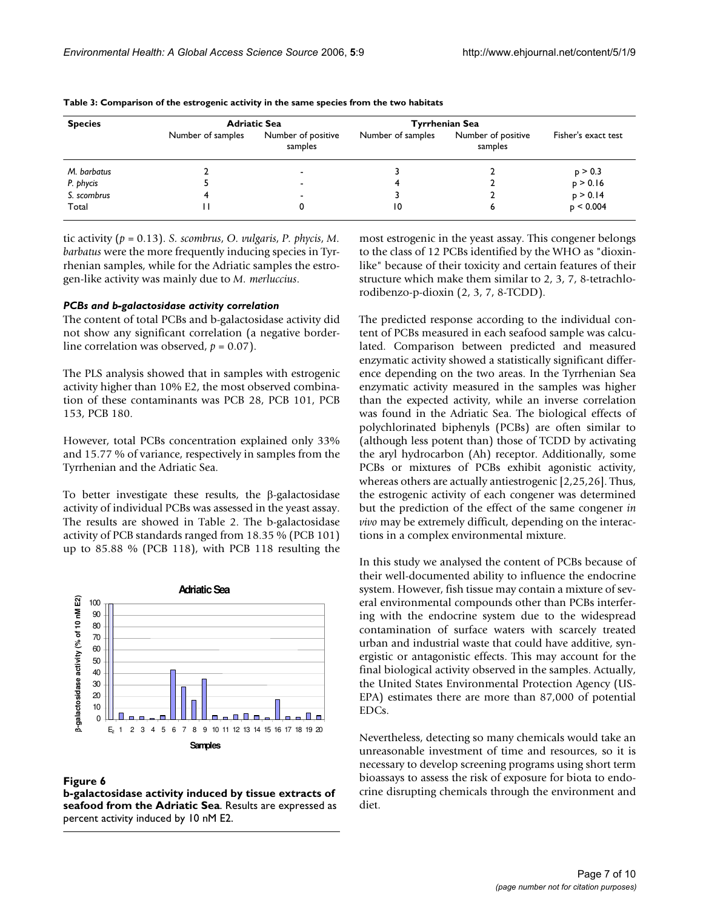**Table 3: Comparison of the estrogenic activity in the same species from the two habitats**

| Species | Adriatic Sea | | Tyrrhenian Sea | | |
|---|---|---|---|---|---|
| | Number of samples | Number of positive samples | Number of samples | Number of positive samples | Fisher's exact test |
| *M. barbatus* | 2 | - | 3 | 2 | $p > 0.3$ |
| *P. phycis* | 5 | - | 4 | 2 | $p > 0.16$ |
| *S. scombrus* | 4 | - | 3 | 2 | $p > 0.14$ |
| Total | 11 | 0 | 10 | 6 | $p < 0.004$ |

tic activity ($p = 0.13$). *S. scombrus*, *O. vulgaris*, *P. phycis*, *M. barbatus* were the more frequently inducing species in Tyrrhenian samples, while for the Adriatic samples the estrogen-like activity was mainly due to *M. merluccius*.

#### *PCBs and b-galactosidase activity correlation*

The content of total PCBs and b-galactosidase activity did not show any significant correlation (a negative borderline correlation was observed, $p = 0.07$).

The PLS analysis showed that in samples with estrogenic activity higher than 10% E2, the most observed combination of these contaminants was PCB 28, PCB 101, PCB 153, PCB 180.

However, total PCBs concentration explained only 33% and 15.77 % of variance, respectively in samples from the Tyrrhenian and the Adriatic Sea.

To better investigate these results, the β-galactosidase activity of individual PCBs was assessed in the yeast assay. The results are showed in Table 2. The b-galactosidase activity of PCB standards ranged from 18.35 % (PCB 101) up to 85.88 % (PCB 118), with PCB 118 resulting the most estrogenic in the yeast assay. This congener belongs to the class of 12 PCBs identified by the WHO as "dioxin-like" because of their toxicity and certain features of their structure which make them similar to 2, 3, 7, 8-tetrachlorodibenzo-p-dioxin (2, 3, 7, 8-TCDD).

**Figure 6**
**b-galactosidase activity induced by tissue extracts of seafood from the Adriatic Sea**. Results are expressed as percent activity induced by 10 nM E2.

The predicted response according to the individual content of PCBs measured in each seafood sample was calculated. Comparison between predicted and measured enzymatic activity showed a statistically significant difference depending on the two areas. In the Tyrrhenian Sea enzymatic activity measured in the samples was higher than the expected activity, while an inverse correlation was found in the Adriatic Sea. The biological effects of polychlorinated biphenyls (PCBs) are often similar to (although less potent than) those of TCDD by activating the aryl hydrocarbon (Ah) receptor. Additionally, some PCBs or mixtures of PCBs exhibit agonistic activity, whereas others are actually antiestrogenic [2,25,26]. Thus, the estrogenic activity of each congener was determined but the prediction of the effect of the same congener *in vivo* may be extremely difficult, depending on the interactions in a complex environmental mixture.

In this study we analysed the content of PCBs because of their well-documented ability to influence the endocrine system. However, fish tissue may contain a mixture of several environmental compounds other than PCBs interfering with the endocrine system due to the widespread contamination of surface waters with scarcely treated urban and industrial waste that could have additive, synergistic or antagonistic effects. This may account for the final biological activity observed in the samples. Actually, the United States Environmental Protection Agency (US-EPA) estimates there are more than 87,000 of potential EDCs.

Nevertheless, detecting so many chemicals would take an unreasonable investment of time and resources, so it is necessary to develop screening programs using short term bioassays to assess the risk of exposure for biota to endocrine disrupting chemicals through the environment and diet.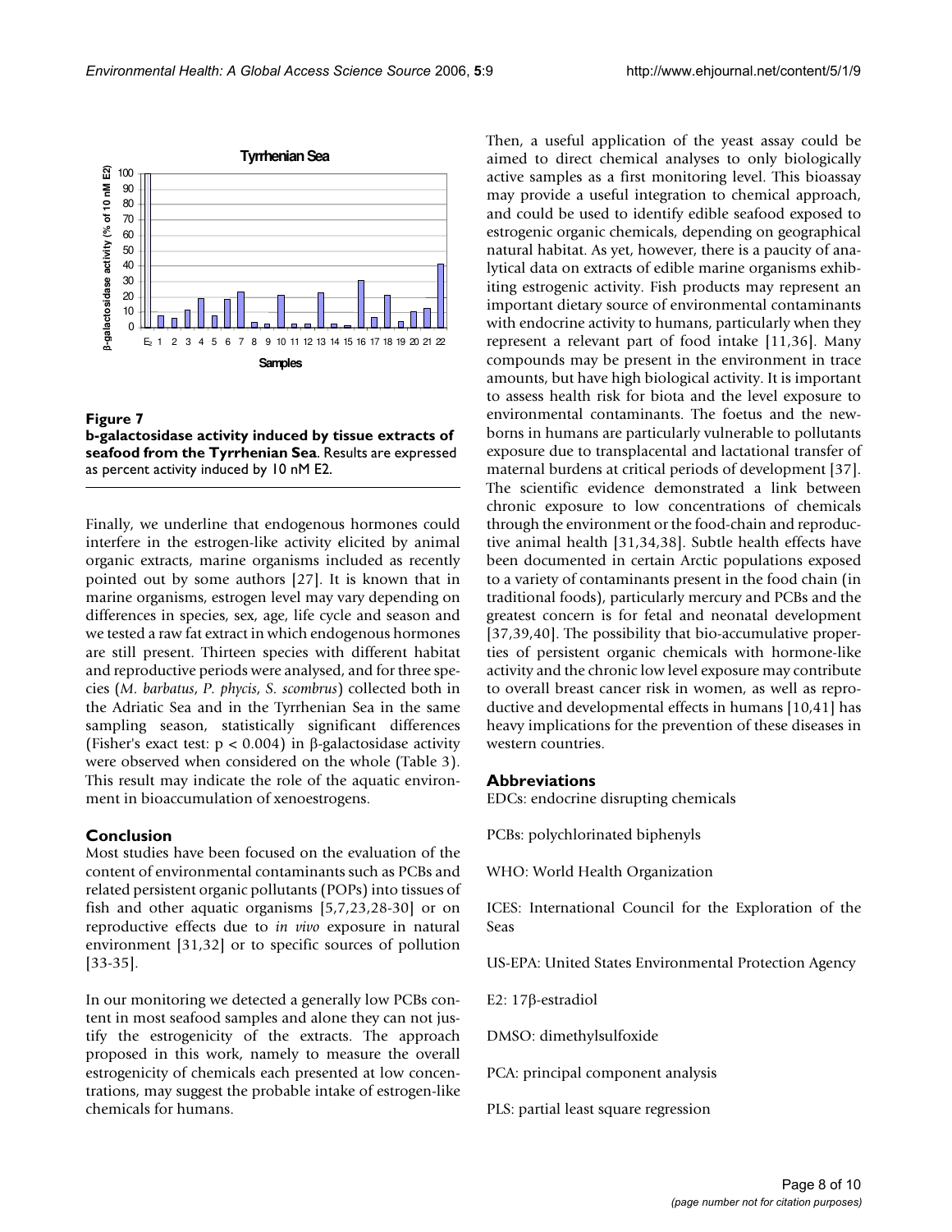Tyrrhenian Sea

β-galactosidase activity (% of 10 nM E2)

100
90
80
70
60
50
40
30
20
10
0

$E_2$ 1 2 3 4 5 6 7 8 9 10 11 12 13 14 15 16 17 18 19 20 21 22

Samples

**Figure 7**
**b-galactosidase activity induced by tissue extracts of seafood from the Tyrrhenian Sea**. Results are expressed as percent activity induced by 10 nM E2.

Finally, we underline that endogenous hormones could interfere in the estrogen-like activity elicited by animal organic extracts, marine organisms included as recently pointed out by some authors [27]. It is known that in marine organisms, estrogen level may vary depending on differences in species, sex, age, life cycle and season and we tested a raw fat extract in which endogenous hormones are still present. Thirteen species with different habitat and reproductive periods were analysed, and for three species (*M. barbatus*, *P. phycis*, *S. scombrus*) collected both in the Adriatic Sea and in the Tyrrhenian Sea in the same sampling season, statistically significant differences (Fisher's exact test: $p < 0.004$) in β-galactosidase activity were observed when considered on the whole (Table 3). This result may indicate the role of the aquatic environment in bioaccumulation of xenoestrogens.

## Conclusion

Most studies have been focused on the evaluation of the content of environmental contaminants such as PCBs and related persistent organic pollutants (POPs) into tissues of fish and other aquatic organisms [5,7,23,28-30] or on reproductive effects due to *in vivo* exposure in natural environment [31,32] or to specific sources of pollution [33-35].

In our monitoring we detected a generally low PCBs content in most seafood samples and alone they can not justify the estrogenicity of the extracts. The approach proposed in this work, namely to measure the overall estrogenicity of chemicals each presented at low concentrations, may suggest the probable intake of estrogen-like chemicals for humans.

Then, a useful application of the yeast assay could be aimed to direct chemical analyses to only biologically active samples as a first monitoring level. This bioassay may provide a useful integration to chemical approach, and could be used to identify edible seafood exposed to estrogenic organic chemicals, depending on geographical natural habitat. As yet, however, there is a paucity of analytical data on extracts of edible marine organisms exhibiting estrogenic activity. Fish products may represent an important dietary source of environmental contaminants with endocrine activity to humans, particularly when they represent a relevant part of food intake [11,36]. Many compounds may be present in the environment in trace amounts, but have high biological activity. It is important to assess health risk for biota and the level exposure to environmental contaminants. The foetus and the newborns in humans are particularly vulnerable to pollutants exposure due to transplacental and lactational transfer of maternal burdens at critical periods of development [37]. The scientific evidence demonstrated a link between chronic exposure to low concentrations of chemicals through the environment or the food-chain and reproductive animal health [31,34,38]. Subtle health effects have been documented in certain Arctic populations exposed to a variety of contaminants present in the food chain (in traditional foods), particularly mercury and PCBs and the greatest concern is for fetal and neonatal development [37,39,40]. The possibility that bio-accumulative properties of persistent organic chemicals with hormone-like activity and the chronic low level exposure may contribute to overall breast cancer risk in women, as well as reproductive and developmental effects in humans [10,41] has heavy implications for the prevention of these diseases in western countries.

## Abbreviations

EDCs: endocrine disrupting chemicals

PCBs: polychlorinated biphenyls

WHO: World Health Organization

ICES: International Council for the Exploration of the Seas

US-EPA: United States Environmental Protection Agency

E2: 17β-estradiol

DMSO: dimethylsulfoxide

PCA: principal component analysis

PLS: partial least square regression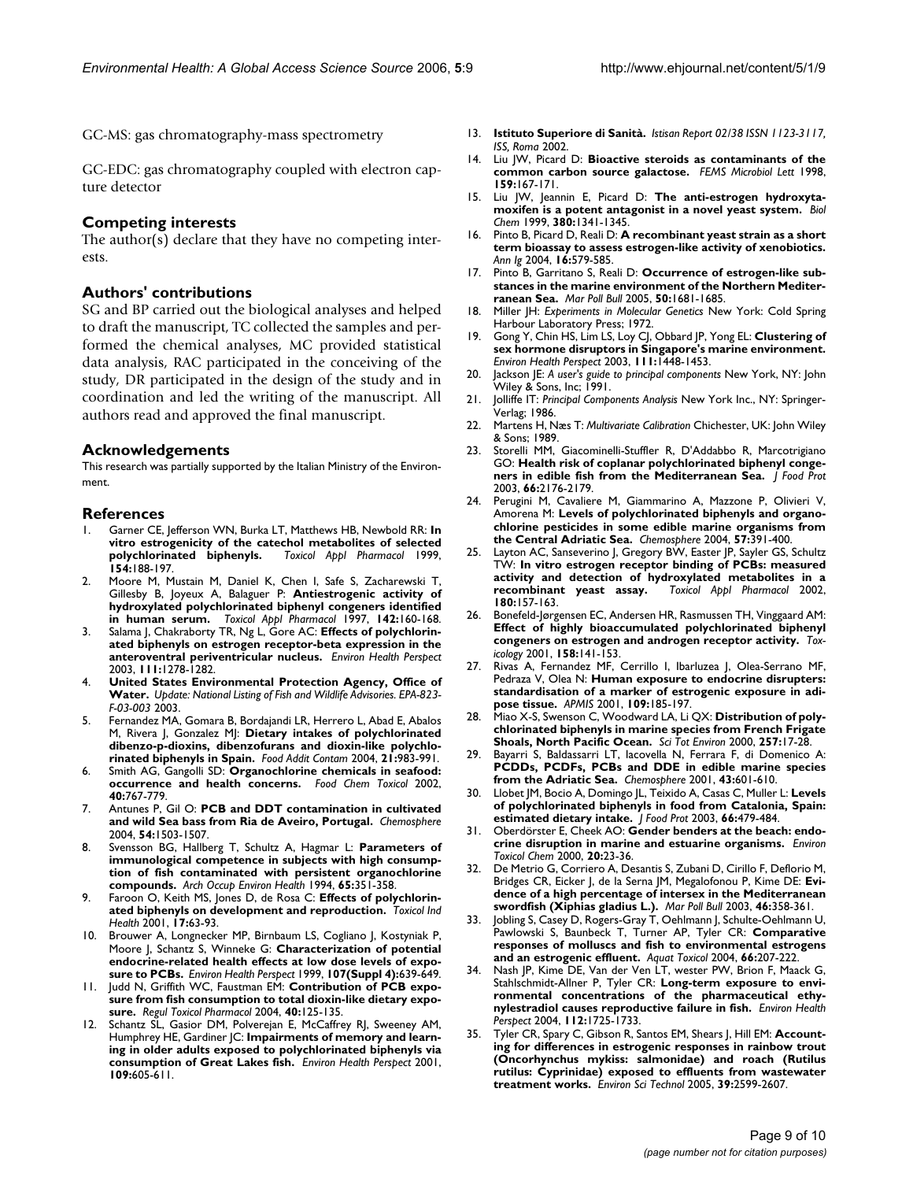GC-MS: gas chromatography-mass spectrometry

GC-EDC: gas chromatography coupled with electron capture detector

## Competing interests

The author(s) declare that they have no competing interests.

## Authors' contributions

SG and BP carried out the biological analyses and helped to draft the manuscript, TC collected the samples and performed the chemical analyses, MC provided statistical data analysis, RAC participated in the conceiving of the study, DR participated in the design of the study and in coordination and led the writing of the manuscript. All authors read and approved the final manuscript.

## Acknowledgements

This research was partially supported by the Italian Ministry of the Environment.

## References

1. Garner CE, Jefferson WN, Burka LT, Matthews HB, Newbold RR: **In vitro estrogenicity of the catechol metabolites of selected polychlorinated biphenyls.** *Toxicol Appl Pharmacol* 1999, **154:**188-197.
2. Moore M, Mustain M, Daniel K, Chen I, Safe S, Zacharewski T, Gillesby B, Joyeux A, Balaguer P: **Antiestrogenic activity of hydroxylated polychlorinated biphenyl congeners identified in human serum.** *Toxicol Appl Pharmacol* 1997, **142:**160-168.
3. Salama J, Chakraborty TR, Ng L, Gore AC: **Effects of polychlorinated biphenyls on estrogen receptor-beta expression in the anteroventral periventricular nucleus.** *Environ Health Perspect* 2003, **111:**1278-1282.
4. **United States Environmental Protection Agency, Office of Water.** *Update: National Listing of Fish and Wildlife Advisories. EPA-823-F-03-003* 2003.
5. Fernandez MA, Gomara B, Bordajandi LR, Herrero L, Abad E, Abalos M, Rivera J, Gonzalez MJ: **Dietary intakes of polychlorinated dibenzo-p-dioxins, dibenzofurans and dioxin-like polychlorinated biphenyls in Spain.** *Food Addit Contam* 2004, **21:**983-991.
6. Smith AG, Gangolli SD: **Organochlorine chemicals in seafood: occurrence and health concerns.** *Food Chem Toxicol* 2002, **40:**767-779.
7. Antunes P, Gil O: **PCB and DDT contamination in cultivated and wild Sea bass from Ria de Aveiro, Portugal.** *Chemosphere* 2004, **54:**1503-1507.
8. Svensson BG, Hallberg T, Schultz A, Hagmar L: **Parameters of immunological competence in subjects with high consumption of fish contaminated with persistent organochlorine compounds.** *Arch Occup Environ Health* 1994, **65:**351-358.
9. Faroon O, Keith MS, Jones D, de Rosa C: **Effects of polychlorinated biphenyls on development and reproduction.** *Toxicol Ind Health* 2001, **17:**63-93.
10. Brouwer A, Longnecker MP, Birnbaum LS, Cogliano J, Kostyniak P, Moore J, Schantz S, Winneke G: **Characterization of potential endocrine-related health effects at low dose levels of exposure to PCBs.** *Environ Health Perspect* 1999, **107(Suppl 4):**639-649.
11. Judd N, Griffith WC, Faustman EM: **Contribution of PCB exposure from fish consumption to total dioxin-like dietary exposure.** *Regul Toxicol Pharmacol* 2004, **40:**125-135.
12. Schantz SL, Gasior DM, Polverejan E, McCaffrey RJ, Sweeney AM, Humphrey HE, Gardiner JC: **Impairments of memory and learning in older adults exposed to polychlorinated biphenyls via consumption of Great Lakes fish.** *Environ Health Perspect* 2001, **109:**605-611.
13. **Istituto Superiore di Sanità.** *Istisan Report 02/38 ISSN 1123-3117, ISS, Roma* 2002.
14. Liu JW, Picard D: **Bioactive steroids as contaminants of the common carbon source galactose.** *FEMS Microbiol Lett* 1998, **159:**167-171.
15. Liu JW, Jeannin E, Picard D: **The anti-estrogen hydroxytamoxifen is a potent antagonist in a novel yeast system.** *Biol Chem* 1999, **380:**1341-1345.
16. Pinto B, Picard D, Reali D: **A recombinant yeast strain as a short term bioassay to assess estrogen-like activity of xenobiotics.** *Ann Ig* 2004, **16:**579-585.
17. Pinto B, Garritano S, Reali D: **Occurrence of estrogen-like substances in the marine environment of the Northern Mediterranean Sea.** *Mar Poll Bull* 2005, **50:**1681-1685.
18. Miller JH: *Experiments in Molecular Genetics* New York: Cold Spring Harbour Laboratory Press; 1972.
19. Gong Y, Chin HS, Lim LS, Loy CJ, Obbard JP, Yong EL: **Clustering of sex hormone disruptors in Singapore's marine environment.** *Environ Health Perspect* 2003, **111:**1448-1453.
20. Jackson JE: *A user's guide to principal components* New York, NY: John Wiley & Sons, Inc; 1991.
21. Jolliffe IT: *Principal Components Analysis* New York Inc., NY: Springer-Verlag; 1986.
22. Martens H, Næs T: *Multivariate Calibration* Chichester, UK: John Wiley & Sons; 1989.
23. Storelli MM, Giacominelli-Stuffler R, D'Addabbo R, Marcotrigiano GO: **Health risk of coplanar polychlorinated biphenyl congeners in edible fish from the Mediterranean Sea.** *J Food Prot* 2003, **66:**2176-2179.
24. Perugini M, Cavaliere M, Giammarino A, Mazzone P, Olivieri V, Amorena M: **Levels of polychlorinated biphenyls and organochlorine pesticides in some edible marine organisms from the Central Adriatic Sea.** *Chemosphere* 2004, **57:**391-400.
25. Layton AC, Sanseverino J, Gregory BW, Easter JP, Sayler GS, Schultz TW: **In vitro estrogen receptor binding of PCBs: measured activity and detection of hydroxylated metabolites in a recombinant yeast assay.** *Toxicol Appl Pharmacol* 2002, **180:**157-163.
26. Bonefeld-Jørgensen EC, Andersen HR, Rasmussen TH, Vinggaard AM: **Effect of highly bioaccumulated polychlorinated biphenyl congeners on estrogen and androgen receptor activity.** *Toxicology* 2001, **158:**141-153.
27. Rivas A, Fernandez MF, Cerrillo I, Ibarluzea J, Olea-Serrano MF, Pedraza V, Olea N: **Human exposure to endocrine disrupters: standardisation of a marker of estrogenic exposure in adipose tissue.** *APMIS* 2001, **109:**185-197.
28. Miao X-S, Swenson C, Woodward LA, Li QX: **Distribution of polychlorinated biphenyls in marine species from French Frigate Shoals, North Pacific Ocean.** *Sci Tot Environ* 2000, **257:**17-28.
29. Bayarri S, Baldassarri LT, Iacovella N, Ferrara F, di Domenico A: **PCDDs, PCDFs, PCBs and DDE in edible marine species from the Adriatic Sea.** *Chemosphere* 2001, **43:**601-610.
30. Llobet JM, Bocio A, Domingo JL, Teixido A, Casas C, Muller L: **Levels of polychlorinated biphenyls in food from Catalonia, Spain: estimated dietary intake.** *J Food Prot* 2003, **66:**479-484.
31. Oberdörster E, Cheek AO: **Gender benders at the beach: endocrine disruption in marine and estuarine organisms.** *Environ Toxicol Chem* 2000, **20:**23-36.
32. De Metrio G, Corriero A, Desantis S, Zubani D, Cirillo F, Deflorio M, Bridges CR, Eicker J, de la Serna JM, Megalofonou P, Kime DE: **Evidence of a high percentage of intersex in the Mediterranean swordfish (Xiphias gladius L.).** *Mar Poll Bull* 2003, **46:**358-361.
33. Jobling S, Casey D, Rogers-Gray T, Oehlmann J, Schulte-Oehlmann U, Pawlowski S, Baunbeck T, Turner AP, Tyler CR: **Comparative responses of molluscs and fish to environmental estrogens and an estrogenic effluent.** *Aquat Toxicol* 2004, **66:**207-222.
34. Nash JP, Kime DE, Van der Ven LT, wester PW, Brion F, Maack G, Stahlschmidt-Allner P, Tyler CR: **Long-term exposure to environmental concentrations of the pharmaceutical ethynylestradiol causes reproductive failure in fish.** *Environ Health Perspect* 2004, **112:**1725-1733.
35. Tyler CR, Spary C, Gibson R, Santos EM, Shears J, Hill EM: **Accounting for differences in estrogenic responses in rainbow trout (Oncorhynchus mykiss: salmonidae) and roach (Rutilus rutilus: Cyprinidae) exposed to effluents from wastewater treatment works.** *Environ Sci Technol* 2005, **39:**2599-2607.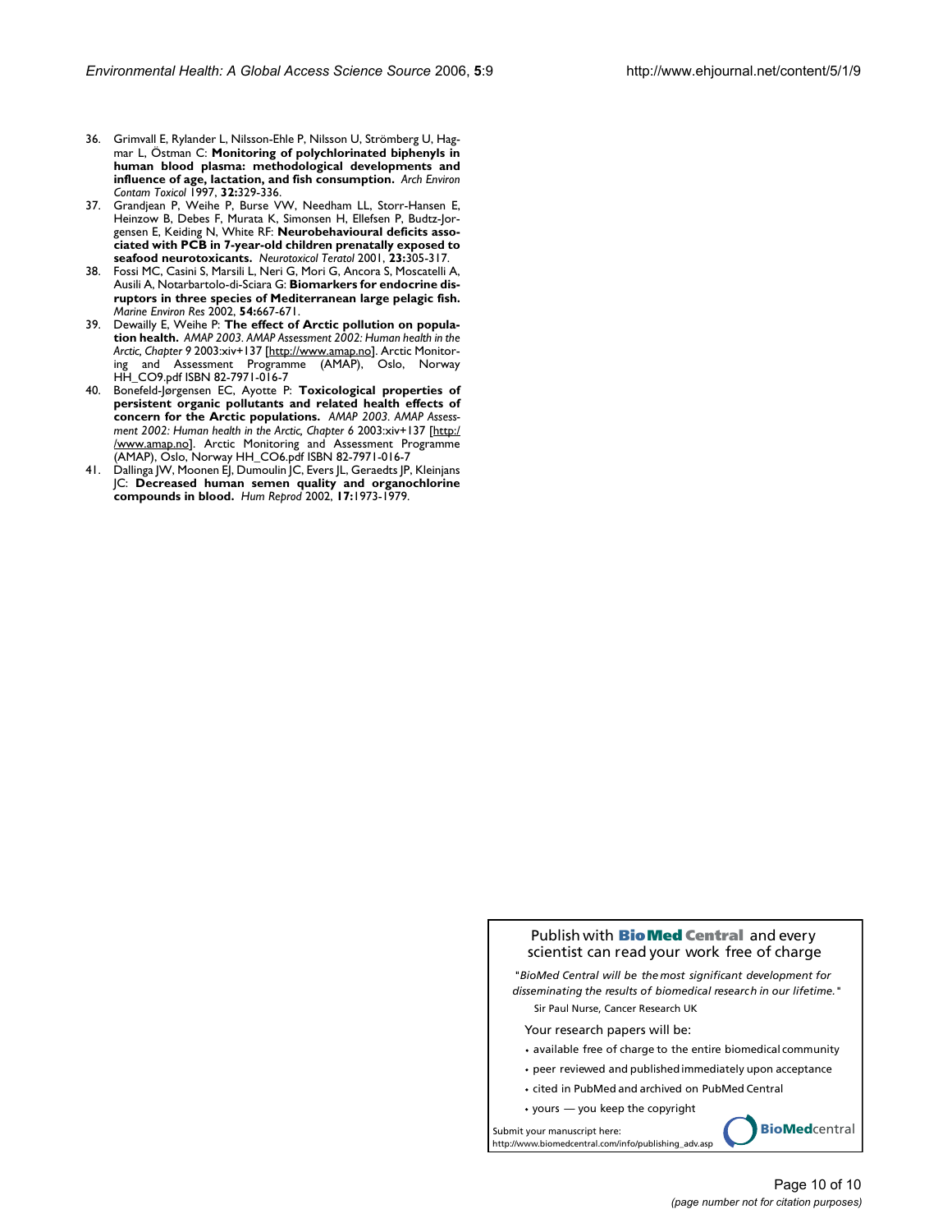36. Grimvall E, Rylander L, Nilsson-Ehle P, Nilsson U, Strömberg U, Hagmar L, Östman C: **Monitoring of polychlorinated biphenyls in human blood plasma: methodological developments and influence of age, lactation, and fish consumption.** *Arch Environ Contam Toxicol* 1997, **32:**329-336.
37. Grandjean P, Weihe P, Burse VW, Needham LL, Storr-Hansen E, Heinzow B, Debes F, Murata K, Simonsen H, Ellefsen P, Budtz-Jorgensen E, Keiding N, White RF: **Neurobehavioural deficits associated with PCB in 7-year-old children prenatally exposed to seafood neurotoxicants.** *Neurotoxicol Teratol* 2001, **23:**305-317.
38. Fossi MC, Casini S, Marsili L, Neri G, Mori G, Ancora S, Moscatelli A, Ausili A, Notarbartolo-di-Sciara G: **Biomarkers for endocrine disruptors in three species of Mediterranean large pelagic fish.** *Marine Environ Res* 2002, **54:**667-671.
39. Dewailly E, Weihe P: **The effect of Arctic pollution on population health.** *AMAP 2003. AMAP Assessment 2002: Human health in the Arctic, Chapter 9* 2003:xiv+137 [http://www.amap.no]. Arctic Monitoring and Assessment Programme (AMAP), Oslo, Norway HH_CO9.pdf ISBN 82-7971-016-7
40. Bonefeld-Jørgensen EC, Ayotte P: **Toxicological properties of persistent organic pollutants and related health effects of concern for the Arctic populations.** *AMAP 2003. AMAP Assessment 2002: Human health in the Arctic, Chapter 6* 2003:xiv+137 [http://www.amap.no]. Arctic Monitoring and Assessment Programme (AMAP), Oslo, Norway HH_CO6.pdf ISBN 82-7971-016-7
41. Dallinga JW, Moonen EJ, Dumoulin JC, Evers JL, Geraedts JP, Kleinjans JC: **Decreased human semen quality and organochlorine compounds in blood.** *Hum Reprod* 2002, **17:**1973-1979.

Publish with **BioMed Central** and every scientist can read your work free of charge

*"BioMed Central will be the most significant development for disseminating the results of biomedical research in our lifetime."*

Sir Paul Nurse, Cancer Research UK

Your research papers will be:

- available free of charge to the entire biomedical community
- peer reviewed and published immediately upon acceptance
- cited in PubMed and archived on PubMed Central
- yours — you keep the copyright

Submit your manuscript here:
http://www.biomedcentral.com/info/publishing_adv.asp

**BioMed**central